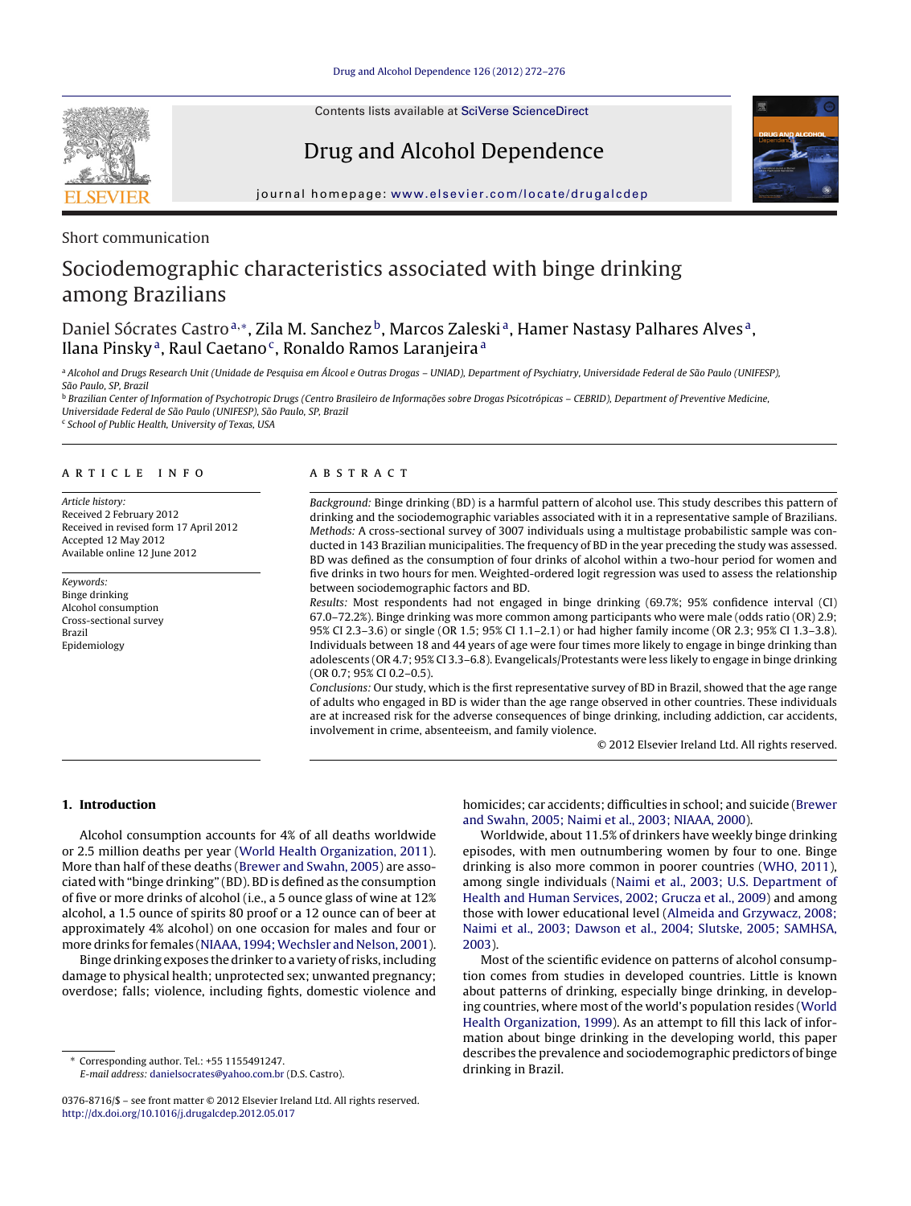Short communication

# Sociodemographic characteristics associated with binge drinking among Brazilians

Daniel Sócrates Castro[a,*], Zila M. Sanchez[b], Marcos Zaleski[a], Hamer Nastasy Palhares Alves[a], Ilana Pinsky[a], Raul Caetano[c], Ronaldo Ramos Laranjeira[a]

[a] Alcohol and Drugs Research Unit (Unidade de Pesquisa em Álcool e Outras Drogas – UNIAD), Department of Psychiatry, Universidade Federal de São Paulo (UNIFESP), São Paulo, SP, Brazil

[b] Brazilian Center of Information of Psychotropic Drugs (Centro Brasileiro de Informações sobre Drogas Psicotrópicas – CEBRID), Department of Preventive Medicine, Universidade Federal de São Paulo (UNIFESP), São Paulo, SP, Brazil

[c] School of Public Health, University of Texas, USA

## ARTICLE INFO

*Article history:*
Received 2 February 2012
Received in revised form 17 April 2012
Accepted 12 May 2012
Available online 12 June 2012

*Keywords:*
Binge drinking
Alcohol consumption
Cross-sectional survey
Brazil
Epidemiology

## ABSTRACT

*Background:* Binge drinking (BD) is a harmful pattern of alcohol use. This study describes this pattern of drinking and the sociodemographic variables associated with it in a representative sample of Brazilians.

*Methods:* A cross-sectional survey of 3007 individuals using a multistage probabilistic sample was conducted in 143 Brazilian municipalities. The frequency of BD in the year preceding the study was assessed. BD was defined as the consumption of four drinks of alcohol within a two-hour period for women and five drinks in two hours for men. Weighted-ordered logit regression was used to assess the relationship between sociodemographic factors and BD.

*Results:* Most respondents had not engaged in binge drinking (69.7%; 95% confidence interval (CI) 67.0–72.2%). Binge drinking was more common among participants who were male (odds ratio (OR) 2.9; 95% CI 2.3–3.6) or single (OR 1.5; 95% CI 1.1–2.1) or had higher family income (OR 2.3; 95% CI 1.3–3.8). Individuals between 18 and 44 years of age were four times more likely to engage in binge drinking than adolescents (OR 4.7; 95% CI 3.3–6.8). Evangelicals/Protestants were less likely to engage in binge drinking (OR 0.7; 95% CI 0.2–0.5).

*Conclusions:* Our study, which is the first representative survey of BD in Brazil, showed that the age range of adults who engaged in BD is wider than the age range observed in other countries. These individuals are at increased risk for the adverse consequences of binge drinking, including addiction, car accidents, involvement in crime, absenteeism, and family violence.

© 2012 Elsevier Ireland Ltd. All rights reserved.

## 1. Introduction

Alcohol consumption accounts for 4% of all deaths worldwide or 2.5 million deaths per year (World Health Organization, 2011). More than half of these deaths (Brewer and Swahn, 2005) are associated with "binge drinking" (BD). BD is defined as the consumption of five or more drinks of alcohol (i.e., a 5 ounce glass of wine at 12% alcohol, a 1.5 ounce of spirits 80 proof or a 12 ounce can of beer at approximately 4% alcohol) on one occasion for males and four or more drinks for females (NIAAA, 1994; Wechsler and Nelson, 2001).

Binge drinking exposes the drinker to a variety of risks, including damage to physical health; unprotected sex; unwanted pregnancy; overdose; falls; violence, including fights, domestic violence and homicides; car accidents; difficulties in school; and suicide (Brewer and Swahn, 2005; Naimi et al., 2003; NIAAA, 2000).

Worldwide, about 11.5% of drinkers have weekly binge drinking episodes, with men outnumbering women by four to one. Binge drinking is also more common in poorer countries (WHO, 2011), among single individuals (Naimi et al., 2003; U.S. Department of Health and Human Services, 2002; Grucza et al., 2009) and among those with lower educational level (Almeida and Grzywacz, 2008; Naimi et al., 2003; Dawson et al., 2004; Slutske, 2005; SAMHSA, 2003).

Most of the scientific evidence on patterns of alcohol consumption comes from studies in developed countries. Little is known about patterns of drinking, especially binge drinking, in developing countries, where most of the world's population resides (World Health Organization, 1999). As an attempt to fill this lack of information about binge drinking in the developing world, this paper describes the prevalence and sociodemographic predictors of binge drinking in Brazil.

\* Corresponding author. Tel.: +55 1155491247.
E-mail address: danielsocrates@yahoo.com.br (D.S. Castro).

0376-8716/$ – see front matter © 2012 Elsevier Ireland Ltd. All rights reserved.
http://dx.doi.org/10.1016/j.drugalcdep.2012.05.017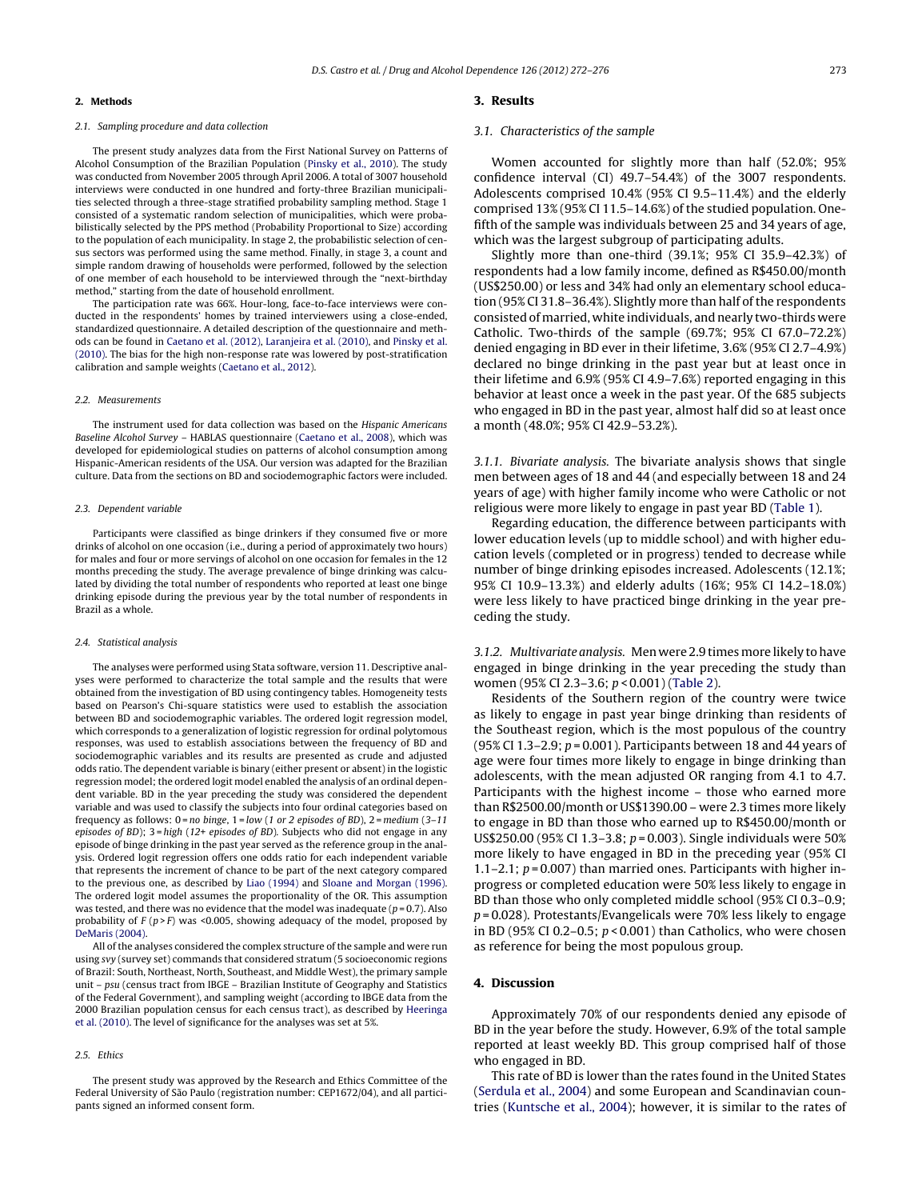## 2. Methods

### 2.1. Sampling procedure and data collection

The present study analyzes data from the First National Survey on Patterns of Alcohol Consumption of the Brazilian Population (Pinsky et al., 2010). The study was conducted from November 2005 through April 2006. A total of 3007 household interviews were conducted in one hundred and forty-three Brazilian municipalities selected through a three-stage stratified probability sampling method. Stage 1 consisted of a systematic random selection of municipalities, which were probabilistically selected by the PPS method (Probability Proportional to Size) according to the population of each municipality. In stage 2, the probabilistic selection of census sectors was performed using the same method. Finally, in stage 3, a count and simple random drawing of households were performed, followed by the selection of one member of each household to be interviewed through the "next-birthday method," starting from the date of household enrollment.

The participation rate was 66%. Hour-long, face-to-face interviews were conducted in the respondents' homes by trained interviewers using a close-ended, standardized questionnaire. A detailed description of the questionnaire and methods can be found in Caetano et al. (2012), Laranjeira et al. (2010), and Pinsky et al. (2010). The bias for the high non-response rate was lowered by post-stratification calibration and sample weights (Caetano et al., 2012).

### 2.2. Measurements

The instrument used for data collection was based on the *Hispanic Americans Baseline Alcohol Survey* – HABLAS questionnaire (Caetano et al., 2008), which was developed for epidemiological studies on patterns of alcohol consumption among Hispanic-American residents of the USA. Our version was adapted for the Brazilian culture. Data from the sections on BD and sociodemographic factors were included.

### 2.3. Dependent variable

Participants were classified as binge drinkers if they consumed five or more drinks of alcohol on one occasion (i.e., during a period of approximately two hours) for males and four or more servings of alcohol on one occasion for females in the 12 months preceding the study. The average prevalence of binge drinking was calculated by dividing the total number of respondents who reported at least one binge drinking episode during the previous year by the total number of respondents in Brazil as a whole.

### 2.4. Statistical analysis

The analyses were performed using Stata software, version 11. Descriptive analyses were performed to characterize the total sample and the results that were obtained from the investigation of BD using contingency tables. Homogeneity tests based on Pearson's Chi-square statistics were used to establish the association between BD and sociodemographic variables. The ordered logit regression model, which corresponds to a generalization of logistic regression for ordinal polytomous responses, was used to establish associations between the frequency of BD and sociodemographic variables and its results are presented as crude and adjusted odds ratio. The dependent variable is binary (either present or absent) in the logistic regression model; the ordered logit model enabled the analysis of an ordinal dependent variable. BD in the year preceding the study was considered the dependent variable and was used to classify the subjects into four ordinal categories based on frequency as follows: 0 = *no binge*, 1 = *low* (*1 or 2 episodes of BD*), 2 = *medium* (*3–11 episodes of BD*); 3 = *high* (*12+ episodes of BD*). Subjects who did not engage in any episode of binge drinking in the past year served as the reference group in the analysis. Ordered logit regression offers one odds ratio for each independent variable that represents the increment of chance to be part of the next category compared to the previous one, as described by Liao (1994) and Sloane and Morgan (1996). The ordered logit model assumes the proportionality of the OR. This assumption was tested, and there was no evidence that the model was inadequate ($p = 0.7$). Also probability of $F$ ($p > F$) was <0.005, showing adequacy of the model, proposed by DeMaris (2004).

All of the analyses considered the complex structure of the sample and were run using *svy* (survey set) commands that considered stratum (5 socioeconomic regions of Brazil: South, Northeast, North, Southeast, and Middle West), the primary sample unit – *psu* (census tract from IBGE – Brazilian Institute of Geography and Statistics of the Federal Government), and sampling weight (according to IBGE data from the 2000 Brazilian population census for each census tract), as described by Heeringa et al. (2010). The level of significance for the analyses was set at 5%.

### 2.5. Ethics

The present study was approved by the Research and Ethics Committee of the Federal University of São Paulo (registration number: CEP1672/04), and all participants signed an informed consent form.

## 3. Results

### 3.1. Characteristics of the sample

Women accounted for slightly more than half (52.0%; 95% confidence interval (CI) 49.7–54.4%) of the 3007 respondents. Adolescents comprised 10.4% (95% CI 9.5–11.4%) and the elderly comprised 13% (95% CI 11.5–14.6%) of the studied population. One-fifth of the sample was individuals between 25 and 34 years of age, which was the largest subgroup of participating adults.

Slightly more than one-third (39.1%; 95% CI 35.9–42.3%) of respondents had a low family income, defined as R$450.00/month (US$250.00) or less and 34% had only an elementary school education (95% CI 31.8–36.4%). Slightly more than half of the respondents consisted of married, white individuals, and nearly two-thirds were Catholic. Two-thirds of the sample (69.7%; 95% CI 67.0–72.2%) denied engaging in BD ever in their lifetime, 3.6% (95% CI 2.7–4.9%) declared no binge drinking in the past year but at least once in their lifetime and 6.9% (95% CI 4.9–7.6%) reported engaging in this behavior at least once a week in the past year. Of the 685 subjects who engaged in BD in the past year, almost half did so at least once a month (48.0%; 95% CI 42.9–53.2%).

#### 3.1.1. Bivariate analysis.

The bivariate analysis shows that single men between ages of 18 and 44 (and especially between 18 and 24 years of age) with higher family income who were Catholic or not religious were more likely to engage in past year BD (Table 1).

Regarding education, the difference between participants with lower education levels (up to middle school) and with higher education levels (completed or in progress) tended to decrease while number of binge drinking episodes increased. Adolescents (12.1%; 95% CI 10.9–13.3%) and elderly adults (16%; 95% CI 14.2–18.0%) were less likely to have practiced binge drinking in the year preceding the study.

#### 3.1.2. Multivariate analysis.

Men were 2.9 times more likely to have engaged in binge drinking in the year preceding the study than women (95% CI 2.3–3.6; $p < 0.001$) (Table 2).

Residents of the Southern region of the country were twice as likely to engage in past year binge drinking than residents of the Southeast region, which is the most populous of the country (95% CI 1.3–2.9; $p = 0.001$). Participants between 18 and 44 years of age were four times more likely to engage in binge drinking than adolescents, with the mean adjusted OR ranging from 4.1 to 4.7. Participants with the highest income – those who earned more than R$2500.00/month or US$1390.00 – were 2.3 times more likely to engage in BD than those who earned up to R$450.00/month or US$250.00 (95% CI 1.3–3.8; $p = 0.003$). Single individuals were 50% more likely to have engaged in BD in the preceding year (95% CI 1.1–2.1; $p = 0.007$) than married ones. Participants with higher in-progress or completed education were 50% less likely to engage in BD than those who only completed middle school (95% CI 0.3–0.9; $p = 0.028$). Protestants/Evangelicals were 70% less likely to engage in BD (95% CI 0.2–0.5; $p < 0.001$) than Catholics, who were chosen as reference for being the most populous group.

## 4. Discussion

Approximately 70% of our respondents denied any episode of BD in the year before the study. However, 6.9% of the total sample reported at least weekly BD. This group comprised half of those who engaged in BD.

This rate of BD is lower than the rates found in the United States (Serdula et al., 2004) and some European and Scandinavian countries (Kuntsche et al., 2004); however, it is similar to the rates of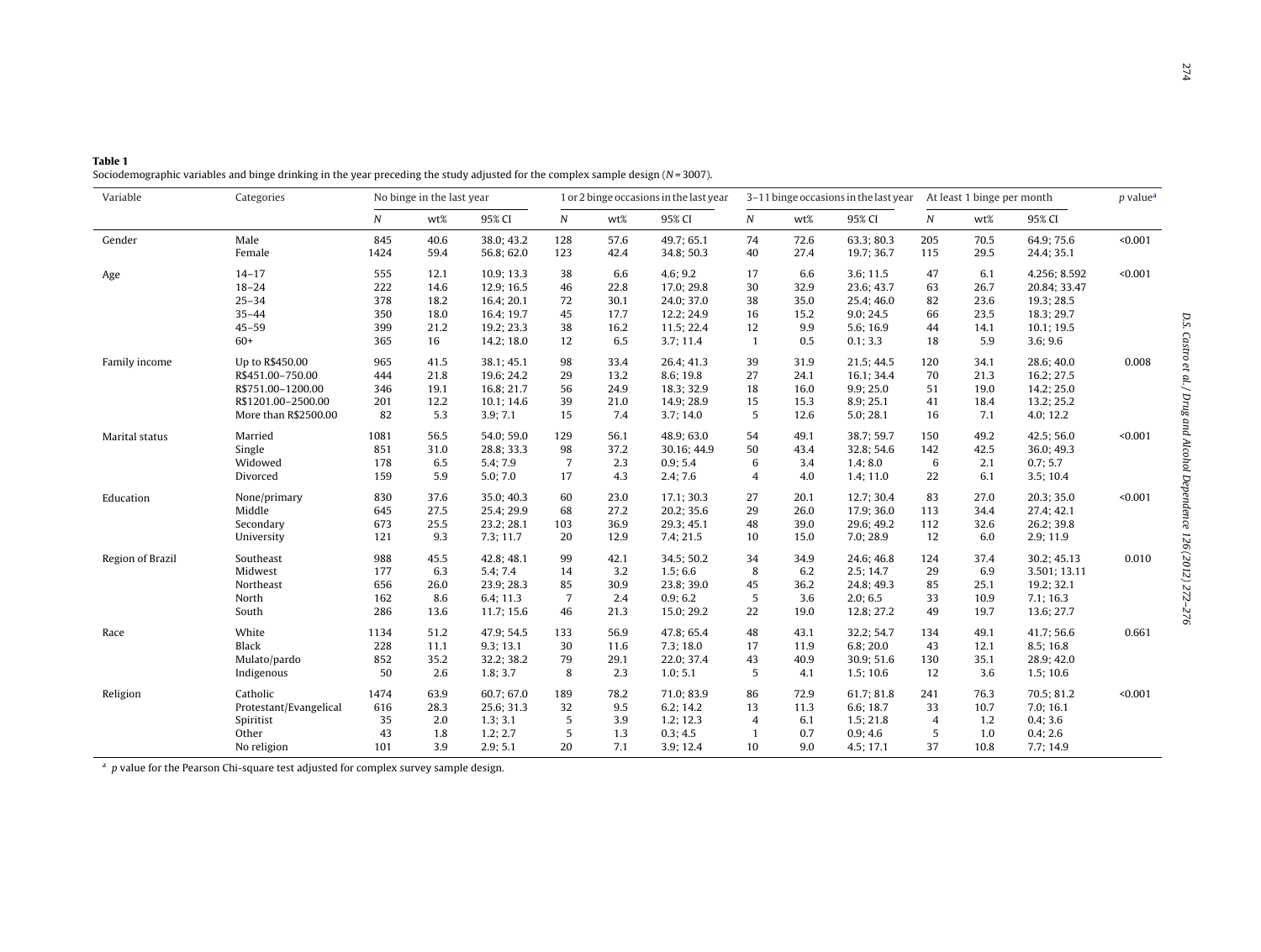**Table 1**
Sociodemographic variables and binge drinking in the year preceding the study adjusted for the complex sample design ($N = 3007$).

| Variable | Categories | No binge in the last year | | | 1 or 2 binge occasions in the last year | | | 3–11 binge occasions in the last year | | | At least 1 binge per month | | | p value[a] |
|---|---|---|---|---|---|---|---|---|---|---|---|---|---|---|
| | | *N* | wt% | 95% CI | *N* | wt% | 95% CI | *N* | wt% | 95% CI | *N* | wt% | 95% CI | |
| Gender | Male | 845 | 40.6 | 38.0; 43.2 | 128 | 57.6 | 49.7; 65.1 | 74 | 72.6 | 63.3; 80.3 | 205 | 70.5 | 64.9; 75.6 | <0.001 |
| | Female | 1424 | 59.4 | 56.8; 62.0 | 123 | 42.4 | 34.8; 50.3 | 40 | 27.4 | 19.7; 36.7 | 115 | 29.5 | 24.4; 35.1 | |
| Age | 14–17 | 555 | 12.1 | 10.9; 13.3 | 38 | 6.6 | 4.6; 9.2 | 17 | 6.6 | 3.6; 11.5 | 47 | 6.1 | 4.256; 8.592 | <0.001 |
| | 18–24 | 222 | 14.6 | 12.9; 16.5 | 46 | 22.8 | 17.0; 29.8 | 30 | 32.9 | 23.6; 43.7 | 63 | 26.7 | 20.84; 33.47 | |
| | 25–34 | 378 | 18.2 | 16.4; 20.1 | 72 | 30.1 | 24.0; 37.0 | 38 | 35.0 | 25.4; 46.0 | 82 | 23.6 | 19.3; 28.5 | |
| | 35–44 | 350 | 18.0 | 16.4; 19.7 | 45 | 17.7 | 12.2; 24.9 | 16 | 15.2 | 9.0; 24.5 | 66 | 23.5 | 18.3; 29.7 | |
| | 45–59 | 399 | 21.2 | 19.2; 23.3 | 38 | 16.2 | 11.5; 22.4 | 12 | 9.9 | 5.6; 16.9 | 44 | 14.1 | 10.1; 19.5 | |
| | 60+ | 365 | 16 | 14.2; 18.0 | 12 | 6.5 | 3.7; 11.4 | 1 | 0.5 | 0.1; 3.3 | 18 | 5.9 | 3.6; 9.6 | |
| Family income | Up to R$450.00 | 965 | 41.5 | 38.1; 45.1 | 98 | 33.4 | 26.4; 41.3 | 39 | 31.9 | 21.5; 44.5 | 120 | 34.1 | 28.6; 40.0 | 0.008 |
| | R$451.00–750.00 | 444 | 21.8 | 19.6; 24.2 | 29 | 13.2 | 8.6; 19.8 | 27 | 24.1 | 16.1; 34.4 | 70 | 21.3 | 16.2; 27.5 | |
| | R$751.00–1200.00 | 346 | 19.1 | 16.8; 21.7 | 56 | 24.9 | 18.3; 32.9 | 18 | 16.0 | 9.9; 25.0 | 51 | 19.0 | 14.2; 25.0 | |
| | R$1201.00–2500.00 | 201 | 12.2 | 10.1; 14.6 | 39 | 21.0 | 14.9; 28.9 | 15 | 15.3 | 8.9; 25.1 | 41 | 18.4 | 13.2; 25.2 | |
| | More than R$2500.00 | 82 | 5.3 | 3.9; 7.1 | 15 | 7.4 | 3.7; 14.0 | 5 | 12.6 | 5.0; 28.1 | 16 | 7.1 | 4.0; 12.2 | |
| Marital status | Married | 1081 | 56.5 | 54.0; 59.0 | 129 | 56.1 | 48.9; 63.0 | 54 | 49.1 | 38.7; 59.7 | 150 | 49.2 | 42.5; 56.0 | <0.001 |
| | Single | 851 | 31.0 | 28.8; 33.3 | 98 | 37.2 | 30.16; 44.9 | 50 | 43.4 | 32.8; 54.6 | 142 | 42.5 | 36.0; 49.3 | |
| | Widowed | 178 | 6.5 | 5.4; 7.9 | 7 | 2.3 | 0.9; 5.4 | 6 | 3.4 | 1.4; 8.0 | 6 | 2.1 | 0.7; 5.7 | |
| | Divorced | 159 | 5.9 | 5.0; 7.0 | 17 | 4.3 | 2.4; 7.6 | 4 | 4.0 | 1.4; 11.0 | 22 | 6.1 | 3.5; 10.4 | |
| Education | None/primary | 830 | 37.6 | 35.0; 40.3 | 60 | 23.0 | 17.1; 30.3 | 27 | 20.1 | 12.7; 30.4 | 83 | 27.0 | 20.3; 35.0 | <0.001 |
| | Middle | 645 | 27.5 | 25.4; 29.9 | 68 | 27.2 | 20.2; 35.6 | 29 | 26.0 | 17.9; 36.0 | 113 | 34.4 | 27.4; 42.1 | |
| | Secondary | 673 | 25.5 | 23.2; 28.1 | 103 | 36.9 | 29.3; 45.1 | 48 | 39.0 | 29.6; 49.2 | 112 | 32.6 | 26.2; 39.8 | |
| | University | 121 | 9.3 | 7.3; 11.7 | 20 | 12.9 | 7.4; 21.5 | 10 | 15.0 | 7.0; 28.9 | 12 | 6.0 | 2.9; 11.9 | |
| Region of Brazil | Southeast | 988 | 45.5 | 42.8; 48.1 | 99 | 42.1 | 34.5; 50.2 | 34 | 34.9 | 24.6; 46.8 | 124 | 37.4 | 30.2; 45.13 | 0.010 |
| | Midwest | 177 | 6.3 | 5.4; 7.4 | 14 | 3.2 | 1.5; 6.6 | 8 | 6.2 | 2.5; 14.7 | 29 | 6.9 | 3.501; 13.11 | |
| | Northeast | 656 | 26.0 | 23.9; 28.3 | 85 | 30.9 | 23.8; 39.0 | 45 | 36.2 | 24.8; 49.3 | 85 | 25.1 | 19.2; 32.1 | |
| | North | 162 | 8.6 | 6.4; 11.3 | 7 | 2.4 | 0.9; 6.2 | 5 | 3.6 | 2.0; 6.5 | 33 | 10.9 | 7.1; 16.3 | |
| | South | 286 | 13.6 | 11.7; 15.6 | 46 | 21.3 | 15.0; 29.2 | 22 | 19.0 | 12.8; 27.2 | 49 | 19.7 | 13.6; 27.7 | |
| Race | White | 1134 | 51.2 | 47.9; 54.5 | 133 | 56.9 | 47.8; 65.4 | 48 | 43.1 | 32.2; 54.7 | 134 | 49.1 | 41.7; 56.6 | 0.661 |
| | Black | 228 | 11.1 | 9.3; 13.1 | 30 | 11.6 | 7.3; 18.0 | 17 | 11.9 | 6.8; 20.0 | 43 | 12.1 | 8.5; 16.8 | |
| | Mulato/pardo | 852 | 35.2 | 32.2; 38.2 | 79 | 29.1 | 22.0; 37.4 | 43 | 40.9 | 30.9; 51.6 | 130 | 35.1 | 28.9; 42.0 | |
| | Indigenous | 50 | 2.6 | 1.8; 3.7 | 8 | 2.3 | 1.0; 5.1 | 5 | 4.1 | 1.5; 10.6 | 12 | 3.6 | 1.5; 10.6 | |
| Religion | Catholic | 1474 | 63.9 | 60.7; 67.0 | 189 | 78.2 | 71.0; 83.9 | 86 | 72.9 | 61.7; 81.8 | 241 | 76.3 | 70.5; 81.2 | <0.001 |
| | Protestant/Evangelical | 616 | 28.3 | 25.6; 31.3 | 32 | 9.5 | 6.2; 14.2 | 13 | 11.3 | 6.6; 18.7 | 33 | 10.7 | 7.0; 16.1 | |
| | Spiritist | 35 | 2.0 | 1.3; 3.1 | 5 | 3.9 | 1.2; 12.3 | 4 | 6.1 | 1.5; 21.8 | 4 | 1.2 | 0.4; 3.6 | |
| | Other | 43 | 1.8 | 1.2; 2.7 | 5 | 1.3 | 0.3; 4.5 | 1 | 0.7 | 0.9; 4.6 | 5 | 1.0 | 0.4; 2.6 | |
| | No religion | 101 | 3.9 | 2.9; 5.1 | 20 | 7.1 | 3.9; 12.4 | 10 | 9.0 | 4.5; 17.1 | 37 | 10.8 | 7.7; 14.9 | |

[a] *p* value for the Pearson Chi-square test adjusted for complex survey sample design.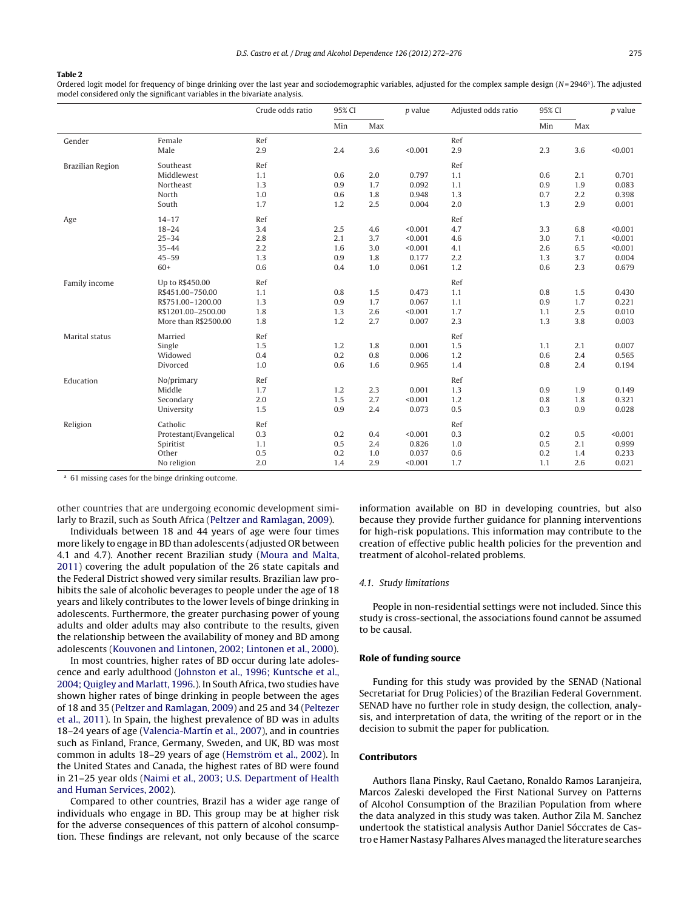**Table 2**

Ordered logit model for frequency of binge drinking over the last year and sociodemographic variables, adjusted for the complex sample design (N = 2946[a]). The adjusted model considered only the significant variables in the bivariate analysis.

| | | Crude odds ratio | 95% CI | | p value | Adjusted odds ratio | 95% CI | | p value |
|---|---|---|---|---|---|---|---|---|---|
| | | | Min | Max | | | Min | Max | |
| Gender | Female | Ref | | | | Ref | | | |
| | Male | 2.9 | 2.4 | 3.6 | <0.001 | 2.9 | 2.3 | 3.6 | <0.001 |
| Brazilian Region | Southeast | Ref | | | | Ref | | | |
| | Middlewest | 1.1 | 0.6 | 2.0 | 0.797 | 1.1 | 0.6 | 2.1 | 0.701 |
| | Northeast | 1.3 | 0.9 | 1.7 | 0.092 | 1.1 | 0.9 | 1.9 | 0.083 |
| | North | 1.0 | 0.6 | 1.8 | 0.948 | 1.3 | 0.7 | 2.2 | 0.398 |
| | South | 1.7 | 1.2 | 2.5 | 0.004 | 2.0 | 1.3 | 2.9 | 0.001 |
| Age | 14–17 | Ref | | | | Ref | | | |
| | 18–24 | 3.4 | 2.5 | 4.6 | <0.001 | 4.7 | 3.3 | 6.8 | <0.001 |
| | 25–34 | 2.8 | 2.1 | 3.7 | <0.001 | 4.6 | 3.0 | 7.1 | <0.001 |
| | 35–44 | 2.2 | 1.6 | 3.0 | <0.001 | 4.1 | 2.6 | 6.5 | <0.001 |
| | 45–59 | 1.3 | 0.9 | 1.8 | 0.177 | 2.2 | 1.3 | 3.7 | 0.004 |
| | 60+ | 0.6 | 0.4 | 1.0 | 0.061 | 1.2 | 0.6 | 2.3 | 0.679 |
| Family income | Up to R$450.00 | Ref | | | | Ref | | | |
| | R$451.00–750.00 | 1.1 | 0.8 | 1.5 | 0.473 | 1.1 | 0.8 | 1.5 | 0.430 |
| | R$751.00–1200.00 | 1.3 | 0.9 | 1.7 | 0.067 | 1.1 | 0.9 | 1.7 | 0.221 |
| | R$1201.00–2500.00 | 1.8 | 1.3 | 2.6 | <0.001 | 1.7 | 1.1 | 2.5 | 0.010 |
| | More than R$2500.00 | 1.8 | 1.2 | 2.7 | 0.007 | 2.3 | 1.3 | 3.8 | 0.003 |
| Marital status | Married | Ref | | | | Ref | | | |
| | Single | 1.5 | 1.2 | 1.8 | 0.001 | 1.5 | 1.1 | 2.1 | 0.007 |
| | Widowed | 0.4 | 0.2 | 0.8 | 0.006 | 1.2 | 0.6 | 2.4 | 0.565 |
| | Divorced | 1.0 | 0.6 | 1.6 | 0.965 | 1.4 | 0.8 | 2.4 | 0.194 |
| Education | No/primary | Ref | | | | Ref | | | |
| | Middle | 1.7 | 1.2 | 2.3 | 0.001 | 1.3 | 0.9 | 1.9 | 0.149 |
| | Secondary | 2.0 | 1.5 | 2.7 | <0.001 | 1.2 | 0.8 | 1.8 | 0.321 |
| | University | 1.5 | 0.9 | 2.4 | 0.073 | 0.5 | 0.3 | 0.9 | 0.028 |
| Religion | Catholic | Ref | | | | Ref | | | |
| | Protestant/Evangelical | 0.3 | 0.2 | 0.4 | <0.001 | 0.3 | 0.2 | 0.5 | <0.001 |
| | Spiritist | 1.1 | 0.5 | 2.4 | 0.826 | 1.0 | 0.5 | 2.1 | 0.999 |
| | Other | 0.5 | 0.2 | 1.0 | 0.037 | 0.6 | 0.2 | 1.4 | 0.233 |
| | No religion | 2.0 | 1.4 | 2.9 | <0.001 | 1.7 | 1.1 | 2.6 | 0.021 |

[a] 61 missing cases for the binge drinking outcome.

other countries that are undergoing economic development similarly to Brazil, such as South Africa (Peltzer and Ramlagan, 2009).

Individuals between 18 and 44 years of age were four times more likely to engage in BD than adolescents (adjusted OR between 4.1 and 4.7). Another recent Brazilian study (Moura and Malta, 2011) covering the adult population of the 26 state capitals and the Federal District showed very similar results. Brazilian law prohibits the sale of alcoholic beverages to people under the age of 18 years and likely contributes to the lower levels of binge drinking in adolescents. Furthermore, the greater purchasing power of young adults and older adults may also contribute to the results, given the relationship between the availability of money and BD among adolescents (Kouvonen and Lintonen, 2002; Lintonen et al., 2000).

In most countries, higher rates of BD occur during late adolescence and early adulthood (Johnston et al., 1996; Kuntsche et al., 2004; Quigley and Marlatt, 1996.). In South Africa, two studies have shown higher rates of binge drinking in people between the ages of 18 and 35 (Peltzer and Ramlagan, 2009) and 25 and 34 (Peltzer et al., 2011). In Spain, the highest prevalence of BD was in adults 18–24 years of age (Valencia-Martín et al., 2007), and in countries such as Finland, France, Germany, Sweden, and UK, BD was most common in adults 18–29 years of age (Hemström et al., 2002). In the United States and Canada, the highest rates of BD were found in 21–25 year olds (Naimi et al., 2003; U.S. Department of Health and Human Services, 2002).

Compared to other countries, Brazil has a wider age range of individuals who engage in BD. This group may be at higher risk for the adverse consequences of this pattern of alcohol consumption. These findings are relevant, not only because of the scarce information available on BD in developing countries, but also because they provide further guidance for planning interventions for high-risk populations. This information may contribute to the creation of effective public health policies for the prevention and treatment of alcohol-related problems.

### 4.1. Study limitations

People in non-residential settings were not included. Since this study is cross-sectional, the associations found cannot be assumed to be causal.

## Role of funding source

Funding for this study was provided by the SENAD (National Secretariat for Drug Policies) of the Brazilian Federal Government. SENAD have no further role in study design, the collection, analysis, and interpretation of data, the writing of the report or in the decision to submit the paper for publication.

## Contributors

Authors Ilana Pinsky, Raul Caetano, Ronaldo Ramos Laranjeira, Marcos Zaleski developed the First National Survey on Patterns of Alcohol Consumption of the Brazilian Population from where the data analyzed in this study was taken. Author Zila M. Sanchez undertook the statistical analysis Author Daniel Sóccrates de Castro e Hamer Nastasy Palhares Alves managed the literature searches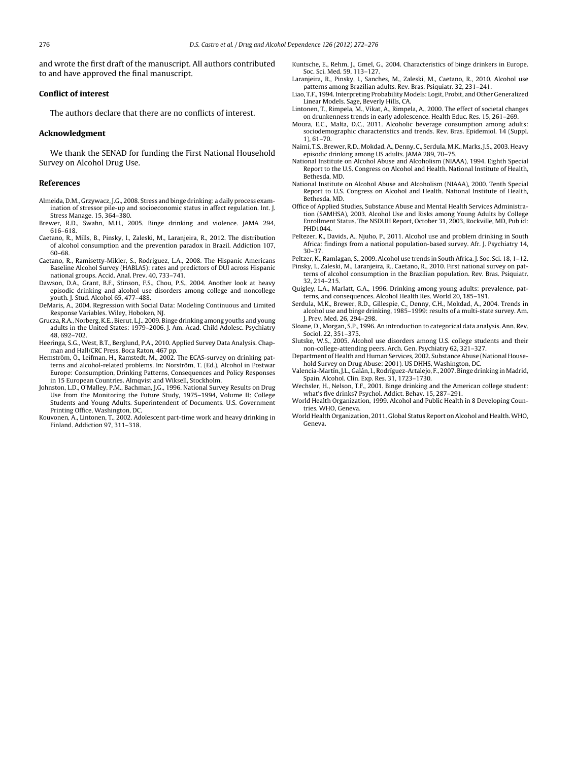and wrote the first draft of the manuscript. All authors contributed to and have approved the final manuscript.

## Conflict of interest

The authors declare that there are no conflicts of interest.

## Acknowledgment

We thank the SENAD for funding the First National Household Survey on Alcohol Drug Use.

## References

Almeida, D.M., Grzywacz, J.G., 2008. Stress and binge drinking: a daily process examination of stressor pile-up and socioeconomic status in affect regulation. Int. J. Stress Manage. 15, 364–380.

Brewer, R.D., Swahn, M.H., 2005. Binge drinking and violence. JAMA 294, 616–618.

Caetano, R., Mills, B., Pinsky, I., Zaleski, M., Laranjeira, R., 2012. The distribution of alcohol consumption and the prevention paradox in Brazil. Addiction 107, 60–68.

Caetano, R., Ramisetty-Mikler, S., Rodriguez, L.A., 2008. The Hispanic Americans Baseline Alcohol Survey (HABLAS): rates and predictors of DUI across Hispanic national groups. Accid. Anal. Prev. 40, 733–741.

Dawson, D.A., Grant, B.F., Stinson, F.S., Chou, P.S., 2004. Another look at heavy episodic drinking and alcohol use disorders among college and noncollege youth. J. Stud. Alcohol 65, 477–488.

DeMaris, A., 2004. Regression with Social Data: Modeling Continuous and Limited Response Variables. Wiley, Hoboken, NJ.

Grucza, R.A., Norberg, K.E., Bierut, L.J., 2009. Binge drinking among youths and young adults in the United States: 1979–2006. J. Am. Acad. Child Adolesc. Psychiatry 48, 692–702.

Heeringa, S.G., West, B.T., Berglund, P.A., 2010. Applied Survey Data Analysis. Chapman and Hall/CRC Press, Boca Raton, 467 pp.

Hemström, Ö., Leifman, H., Ramstedt, M., 2002. The ECAS-survey on drinking patterns and alcohol-related problems. In: Norström, T. (Ed.), Alcohol in Postwar Europe: Consumption, Drinking Patterns, Consequences and Policy Responses in 15 European Countries. Almqvist and Wiksell, Stockholm.

Johnston, L.D., O'Malley, P.M., Bachman, J.G., 1996. National Survey Results on Drug Use from the Monitoring the Future Study, 1975–1994, Volume II: College Students and Young Adults. Superintendent of Documents. U.S. Government Printing Office, Washington, DC.

Kouvonen, A., Lintonen, T., 2002. Adolescent part-time work and heavy drinking in Finland. Addiction 97, 311–318.

Kuntsche, E., Rehm, J., Gmel, G., 2004. Characteristics of binge drinkers in Europe. Soc. Sci. Med. 59, 113–127.

Laranjeira, R., Pinsky, I., Sanches, M., Zaleski, M., Caetano, R., 2010. Alcohol use patterns among Brazilian adults. Rev. Bras. Psiquiatr. 32, 231–241.

Liao, T.F., 1994. Interpreting Probability Models: Logit, Probit, and Other Generalized Linear Models. Sage, Beverly Hills, CA.

Lintonen, T., Rimpela, M., Vikat, A., Rimpela, A., 2000. The effect of societal changes on drunkenness trends in early adolescence. Health Educ. Res. 15, 261–269.

Moura, E.C., Malta, D.C., 2011. Alcoholic beverage consumption among adults: sociodemographic characteristics and trends. Rev. Bras. Epidemiol. 14 (Suppl. 1), 61–70.

Naimi, T.S., Brewer, R.D., Mokdad, A., Denny, C., Serdula, M.K., Marks, J.S., 2003. Heavy episodic drinking among US adults. JAMA 289, 70–75.

National Institute on Alcohol Abuse and Alcoholism (NIAAA), 1994. Eighth Special Report to the U.S. Congress on Alcohol and Health. National Institute of Health, Bethesda, MD.

National Institute on Alcohol Abuse and Alcoholism (NIAAA), 2000. Tenth Special Report to U.S. Congress on Alcohol and Health. National Institute of Health, Bethesda, MD.

Office of Applied Studies, Substance Abuse and Mental Health Services Administration (SAMHSA), 2003. Alcohol Use and Risks among Young Adults by College Enrollment Status. The NSDUH Report, October 31, 2003, Rockville, MD, Pub id: PHD1044.

Peltezer, K., Davids, A., Njuho, P., 2011. Alcohol use and problem drinking in South Africa: findings from a national population-based survey. Afr. J. Psychiatry 14, 30–37.

Peltzer, K., Ramlagan, S., 2009. Alcohol use trends in South Africa. J. Soc. Sci. 18, 1–12.

Pinsky, I., Zaleski, M., Laranjeira, R., Caetano, R., 2010. First national survey on patterns of alcohol consumption in the Brazilian population. Rev. Bras. Psiquiatr. 32, 214–215.

Quigley, L.A., Marlatt, G.A., 1996. Drinking among young adults: prevalence, patterns, and consequences. Alcohol Health Res. World 20, 185–191.

Serdula, M.K., Brewer, R.D., Gillespie, C., Denny, C.H., Mokdad, A., 2004. Trends in alcohol use and binge drinking, 1985–1999: results of a multi-state survey. Am. J. Prev. Med. 26, 294–298.

Sloane, D., Morgan, S.P., 1996. An introduction to categorical data analysis. Ann. Rev. Sociol. 22, 351–375.

Slutske, W.S., 2005. Alcohol use disorders among U.S. college students and their non-college-attending peers. Arch. Gen. Psychiatry 62, 321–327.

Department of Health and Human Services, 2002. Substance Abuse (National Household Survey on Drug Abuse: 2001). US DHHS, Washington, DC.

Valencia-Martín, J.L., Galán, I., Rodríguez-Artalejo, F., 2007. Binge drinking in Madrid, Spain. Alcohol. Clin. Exp. Res. 31, 1723–1730.

Wechsler, H., Nelson, T.F., 2001. Binge drinking and the American college student: what's five drinks? Psychol. Addict. Behav. 15, 287–291.

World Health Organization, 1999. Alcohol and Public Health in 8 Developing Countries. WHO, Geneva.

World Health Organization, 2011. Global Status Report on Alcohol and Health. WHO, Geneva.